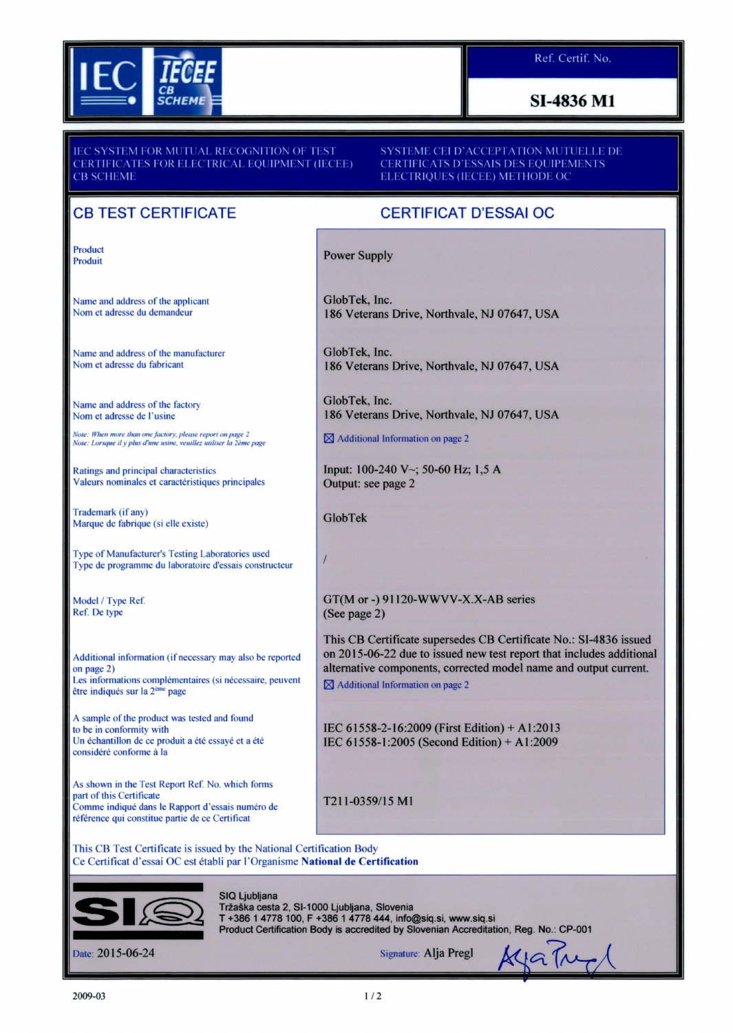IEC IECEE CB SCHEME

Ref. Certif. No.

**SI-4836 M1**

IEC SYSTEM FOR MUTUAL RECOGNITION OF TEST CERTIFICATES FOR ELECTRICAL EQUIPMENT (IECEE) CB SCHEME

SYSTEME CEI D'ACCEPTATION MUTUELLE DE CERTIFICATS D'ESSAIS DES EQUIPEMENTS ELECTRIQUES (IECEE) METHODE OC

## CB TEST CERTIFICATE

## CERTIFICAT D'ESSAI OC

| | |
|---|---|
| Product<br>Produit | Power Supply |
| Name and address of the applicant<br>Nom et adresse du demandeur | GlobTek, Inc.<br>186 Veterans Drive, Northvale, NJ 07647, USA |
| Name and address of the manufacturer<br>Nom et adresse du fabricant | GlobTek, Inc.<br>186 Veterans Drive, Northvale, NJ 07647, USA |
| Name and address of the factory<br>Nom et adresse de l'usine<br>*Note: When more than one factory, please report on page 2*<br>*Note: Lorsque il y plus d'une usine, veuillez utiliser la 2ème page* | GlobTek, Inc.<br>186 Veterans Drive, Northvale, NJ 07647, USA<br>☒ Additional Information on page 2 |
| Ratings and principal characteristics<br>Valeurs nominales et caractéristiques principales | Input: 100-240 V~; 50-60 Hz; 1,5 A<br>Output: see page 2 |
| Trademark (if any)<br>Marque de fabrique (si elle existe) | GlobTek |
| Type of Manufacturer's Testing Laboratories used<br>Type de programme du laboratoire d'essais constructeur | / |
| Model / Type Ref.<br>Ref. De type | GT(M or -) 91120-WWVV-X.X-AB series<br>(See page 2) |
| Additional information (if necessary may also be reported on page 2)<br>Les informations complémentaires (si nécessaire, peuvent être indiqués sur la 2ème page | This CB Certificate supersedes CB Certificate No.: SI-4836 issued on 2015-06-22 due to issued new test report that includes additional alternative components, corrected model name and output current.<br>☒ Additional Information on page 2 |
| A sample of the product was tested and found to be in conformity with<br>Un échantillon de ce produit a été essayé et a été considéré conforme à la | IEC 61558-2-16:2009 (First Edition) + A1:2013<br>IEC 61558-1:2005 (Second Edition) + A1:2009 |
| As shown in the Test Report Ref. No. which forms part of this Certificate<br>Comme indiqué dans le Rapport d'essais numéro de référence qui constitue partie de ce Certificat | T211-0359/15 M1 |

This CB Test Certificate is issued by the National Certification Body
Ce Certificat d'essai OC est établi par l'Organisme **National de Certification**

SIQ Ljubljana
Tržaška cesta 2, SI-1000 Ljubljana, Slovenia
T +386 1 4778 100, F +386 1 4778 444, info@siq.si, www.siq.si
Product Certification Body is accredited by Slovenian Accreditation, Reg. No.: CP-001

Date: 2015-06-24

Signature: Alja Pregl

2009-03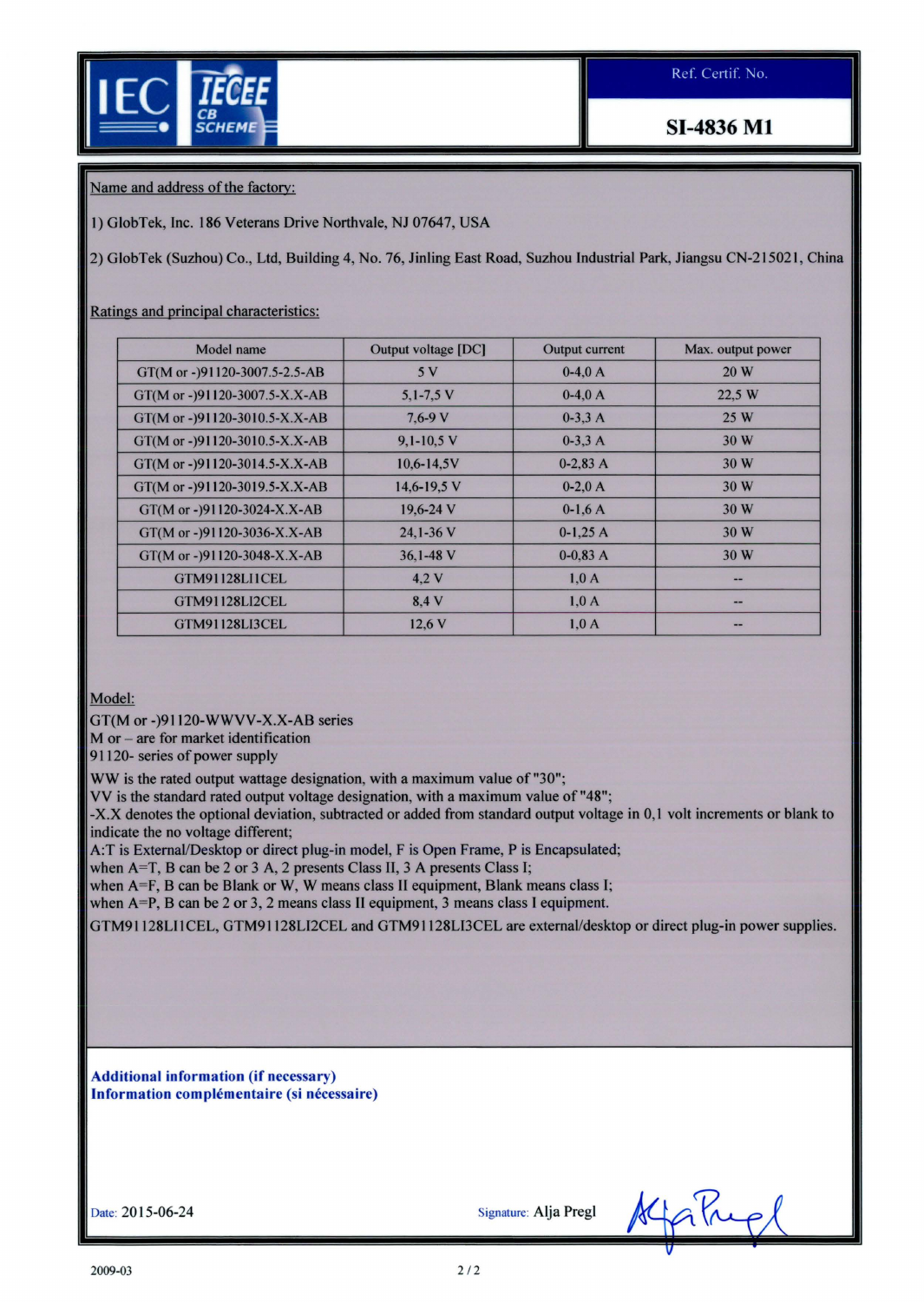IEC IECEE CB SCHEME

Ref. Certif. No.

**SI-4836 M1**

Name and address of the factory:

1) GlobTek, Inc. 186 Veterans Drive Northvale, NJ 07647, USA

2) GlobTek (Suzhou) Co., Ltd, Building 4, No. 76, Jinling East Road, Suzhou Industrial Park, Jiangsu CN-215021, China

Ratings and principal characteristics:

| Model name | Output voltage [DC] | Output current | Max. output power |
|---|---|---|---|
| GT(M or -)91120-3007.5-2.5-AB | 5 V | 0-4,0 A | 20 W |
| GT(M or -)91120-3007.5-X.X-AB | 5,1-7,5 V | 0-4,0 A | 22,5 W |
| GT(M or -)91120-3010.5-X.X-AB | 7,6-9 V | 0-3,3 A | 25 W |
| GT(M or -)91120-3010.5-X.X-AB | 9,1-10,5 V | 0-3,3 A | 30 W |
| GT(M or -)91120-3014.5-X.X-AB | 10,6-14,5V | 0-2,83 A | 30 W |
| GT(M or -)91120-3019.5-X.X-AB | 14,6-19,5 V | 0-2,0 A | 30 W |
| GT(M or -)91120-3024-X.X-AB | 19,6-24 V | 0-1,6 A | 30 W |
| GT(M or -)91120-3036-X.X-AB | 24,1-36 V | 0-1,25 A | 30 W |
| GT(M or -)91120-3048-X.X-AB | 36,1-48 V | 0-0,83 A | 30 W |
| GTM91128LI1CEL | 4,2 V | 1,0 A | -- |
| GTM91128LI2CEL | 8,4 V | 1,0 A | -- |
| GTM91128LI3CEL | 12,6 V | 1,0 A | -- |

Model:

GT(M or -)91120-WWVV-X.X-AB series
M or – are for market identification
91120- series of power supply
WW is the rated output wattage designation, with a maximum value of "30";
VV is the standard rated output voltage designation, with a maximum value of "48";
-X.X denotes the optional deviation, subtracted or added from standard output voltage in 0,1 volt increments or blank to indicate the no voltage different;
A:T is External/Desktop or direct plug-in model, F is Open Frame, P is Encapsulated;
when A=T, B can be 2 or 3 A, 2 presents Class II, 3 A presents Class I;
when A=F, B can be Blank or W, W means class II equipment, Blank means class I;
when A=P, B can be 2 or 3, 2 means class II equipment, 3 means class I equipment.
GTM91128LI1CEL, GTM91128LI2CEL and GTM91128LI3CEL are external/desktop or direct plug-in power supplies.

**Additional information (if necessary)**
**Information complémentaire (si nécessaire)**

Date: 2015-06-24

Signature: Alja Pregl

2009-03